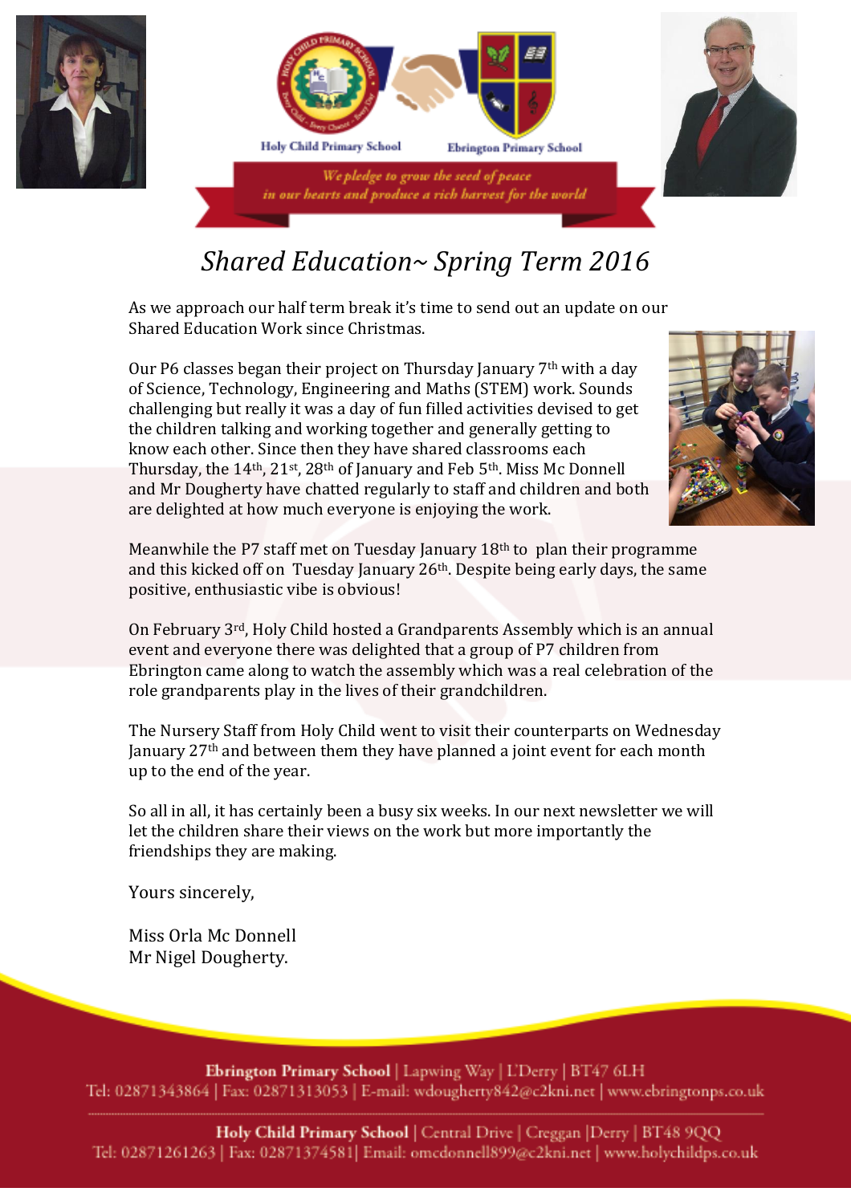Holy Child Primary School

Ebrington Primary School

*We pledge to grow the seed of peace in our hearts and produce a rich harvest for the world*

# *Shared Education~ Spring Term 2016*

As we approach our half term break it's time to send out an update on our Shared Education Work since Christmas.

Our P6 classes began their project on Thursday January 7th with a day of Science, Technology, Engineering and Maths (STEM) work. Sounds challenging but really it was a day of fun filled activities devised to get the children talking and working together and generally getting to know each other. Since then they have shared classrooms each Thursday, the 14th, 21st, 28th of January and Feb 5th. Miss Mc Donnell and Mr Dougherty have chatted regularly to staff and children and both are delighted at how much everyone is enjoying the work.

Meanwhile the P7 staff met on Tuesday January 18th to plan their programme and this kicked off on Tuesday January 26th. Despite being early days, the same positive, enthusiastic vibe is obvious!

On February 3rd, Holy Child hosted a Grandparents Assembly which is an annual event and everyone there was delighted that a group of P7 children from Ebrington came along to watch the assembly which was a real celebration of the role grandparents play in the lives of their grandchildren.

The Nursery Staff from Holy Child went to visit their counterparts on Wednesday January 27th and between them they have planned a joint event for each month up to the end of the year.

So all in all, it has certainly been a busy six weeks. In our next newsletter we will let the children share their views on the work but more importantly the friendships they are making.

Yours sincerely,

Miss Orla Mc Donnell
Mr Nigel Dougherty.

**Ebrington Primary School** | Lapwing Way | L'Derry | BT47 6LH
Tel: 02871343864 | Fax: 02871313053 | E-mail: wdougherty842@c2kni.net | www.ebringtonps.co.uk

**Holy Child Primary School** | Central Drive | Creggan |Derry | BT48 9QQ
Tel: 02871261263 | Fax: 02871374581| Email: omcdonnell899@c2kni.net | www.holychildps.co.uk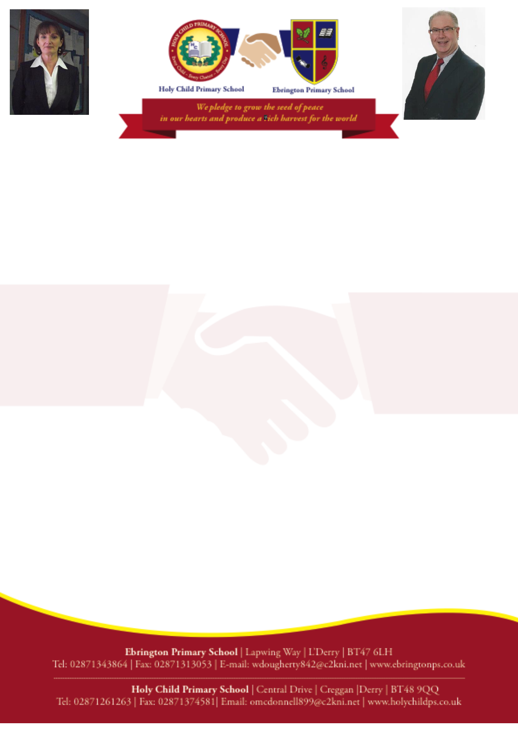Holy Child Primary School

Ebrington Primary School

*We pledge to grow the seed of peace in our hearts and produce a rich harvest for the world*

**Ebrington Primary School** | Lapwing Way | L'Derry | BT47 6LH
Tel: 02871343864 | Fax: 02871313053 | E-mail: wdougherty842@c2kni.net | www.ebringtonps.co.uk

**Holy Child Primary School** | Central Drive | Creggan |Derry | BT48 9QQ
Tel: 02871261263 | Fax: 02871374581| Email: omcdonnell899@c2kni.net | www.holychildps.co.uk